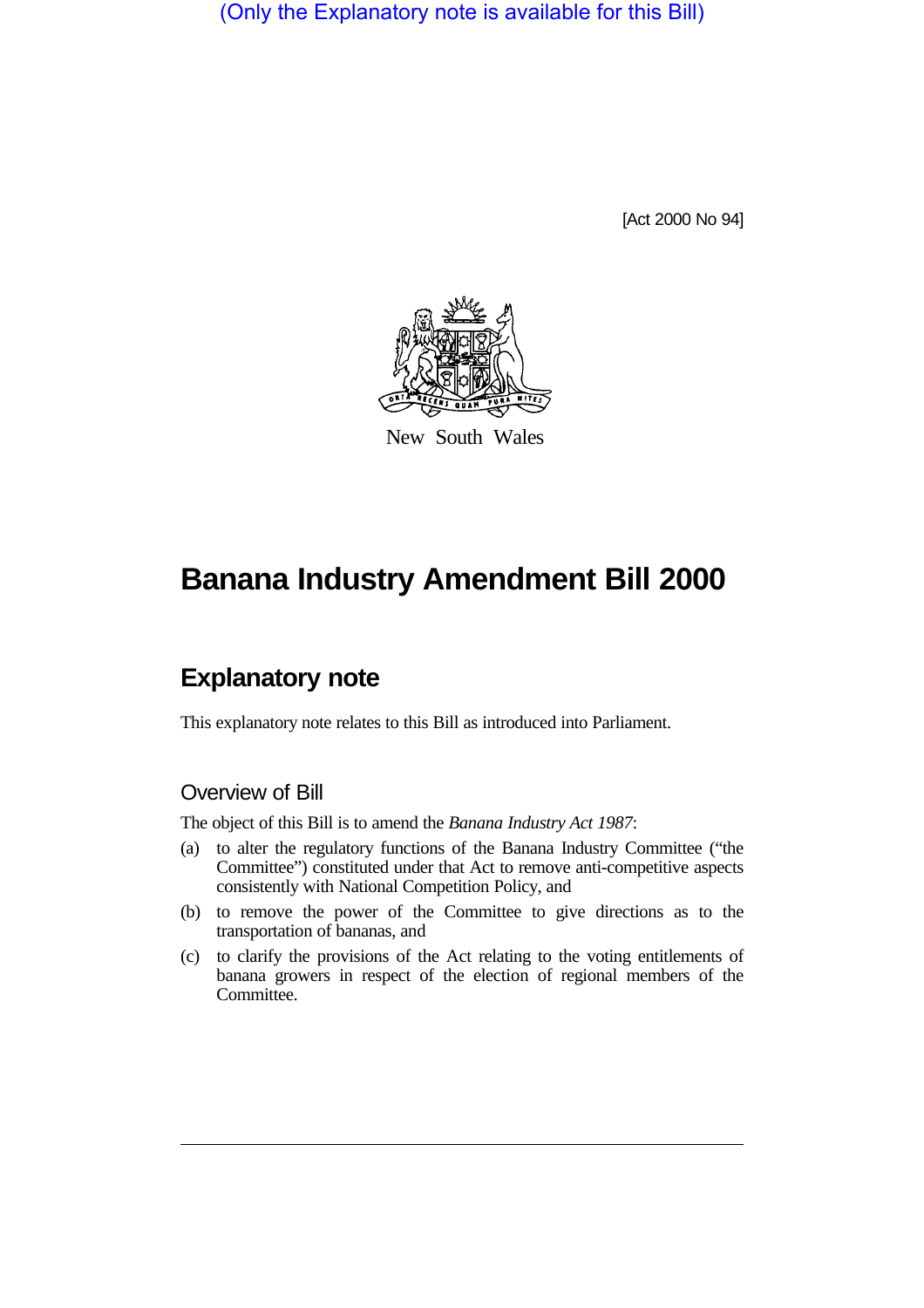(Only the Explanatory note is available for this Bill)

[Act 2000 No 94]

New South Wales

# Banana Industry Amendment Bill 2000

## Explanatory note

This explanatory note relates to this Bill as introduced into Parliament.

### Overview of Bill

The object of this Bill is to amend the *Banana Industry Act 1987*:

(a) to alter the regulatory functions of the Banana Industry Committee ("the Committee") constituted under that Act to remove anti-competitive aspects consistently with National Competition Policy, and

(b) to remove the power of the Committee to give directions as to the transportation of bananas, and

(c) to clarify the provisions of the Act relating to the voting entitlements of banana growers in respect of the election of regional members of the Committee.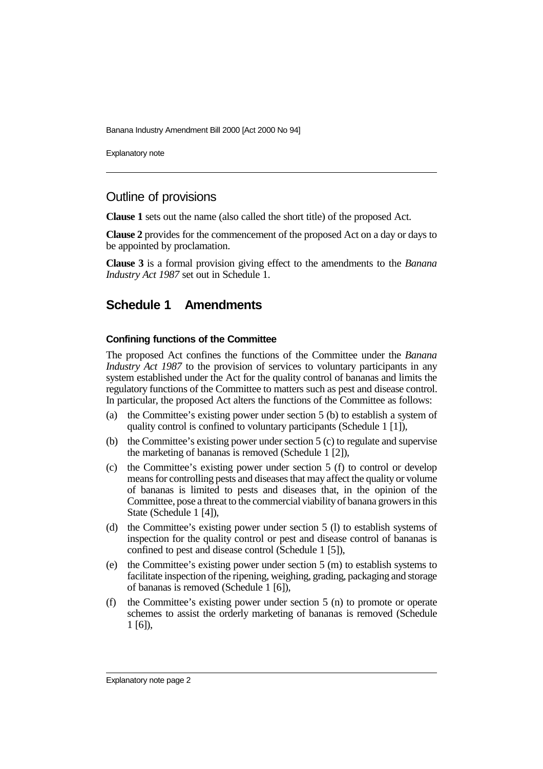## Outline of provisions

**Clause 1** sets out the name (also called the short title) of the proposed Act.

**Clause 2** provides for the commencement of the proposed Act on a day or days to be appointed by proclamation.

**Clause 3** is a formal provision giving effect to the amendments to the *Banana Industry Act 1987* set out in Schedule 1.

## Schedule 1 Amendments

#### Confining functions of the Committee

The proposed Act confines the functions of the Committee under the *Banana Industry Act 1987* to the provision of services to voluntary participants in any system established under the Act for the quality control of bananas and limits the regulatory functions of the Committee to matters such as pest and disease control. In particular, the proposed Act alters the functions of the Committee as follows:

(a) the Committee's existing power under section 5 (b) to establish a system of quality control is confined to voluntary participants (Schedule 1 [1]),

(b) the Committee's existing power under section 5 (c) to regulate and supervise the marketing of bananas is removed (Schedule 1 [2]),

(c) the Committee's existing power under section 5 (f) to control or develop means for controlling pests and diseases that may affect the quality or volume of bananas is limited to pests and diseases that, in the opinion of the Committee, pose a threat to the commercial viability of banana growers in this State (Schedule 1 [4]),

(d) the Committee's existing power under section 5 (l) to establish systems of inspection for the quality control or pest and disease control of bananas is confined to pest and disease control (Schedule 1 [5]),

(e) the Committee's existing power under section 5 (m) to establish systems to facilitate inspection of the ripening, weighing, grading, packaging and storage of bananas is removed (Schedule 1 [6]),

(f) the Committee's existing power under section 5 (n) to promote or operate schemes to assist the orderly marketing of bananas is removed (Schedule 1 [6]),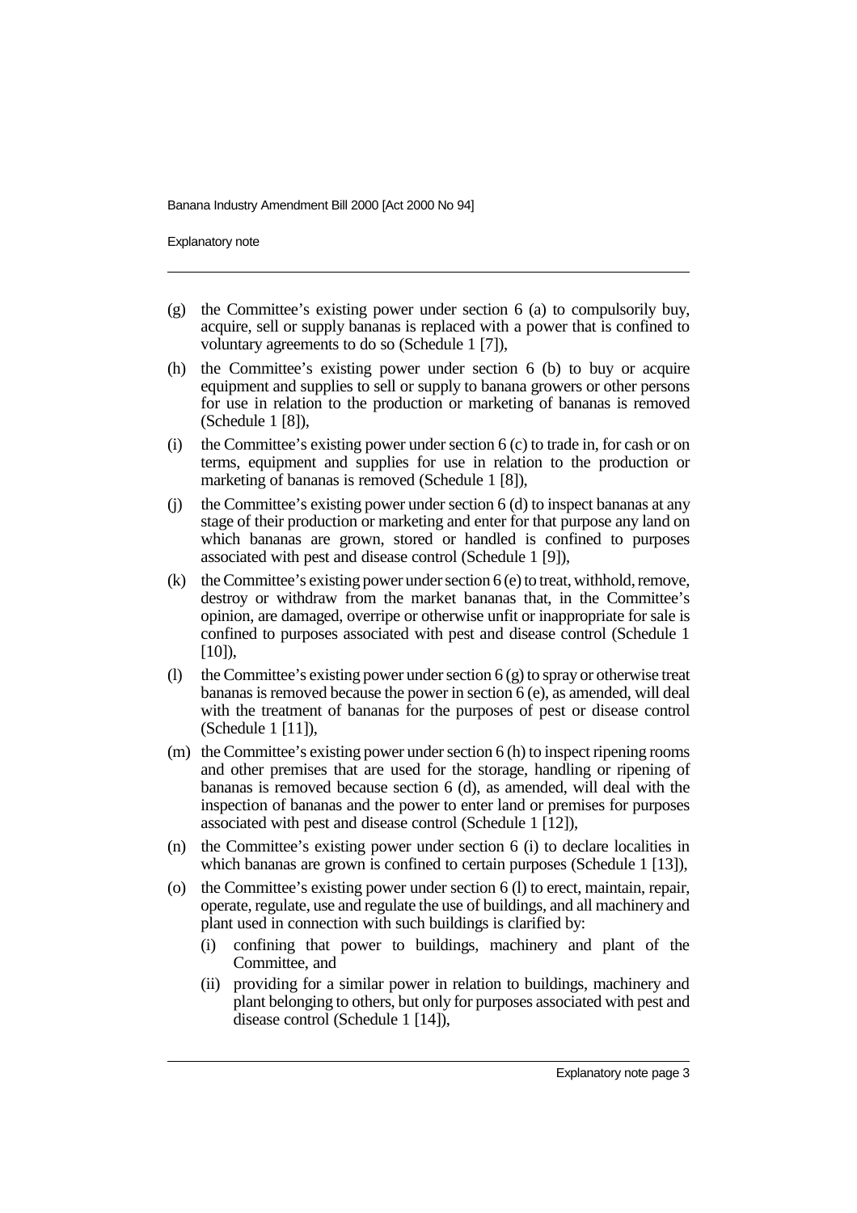(g) the Committee's existing power under section 6 (a) to compulsorily buy, acquire, sell or supply bananas is replaced with a power that is confined to voluntary agreements to do so (Schedule 1 [7]),

(h) the Committee's existing power under section 6 (b) to buy or acquire equipment and supplies to sell or supply to banana growers or other persons for use in relation to the production or marketing of bananas is removed (Schedule 1 [8]),

(i) the Committee's existing power under section 6 (c) to trade in, for cash or on terms, equipment and supplies for use in relation to the production or marketing of bananas is removed (Schedule 1 [8]),

(j) the Committee's existing power under section 6 (d) to inspect bananas at any stage of their production or marketing and enter for that purpose any land on which bananas are grown, stored or handled is confined to purposes associated with pest and disease control (Schedule 1 [9]),

(k) the Committee's existing power under section 6 (e) to treat, withhold, remove, destroy or withdraw from the market bananas that, in the Committee's opinion, are damaged, overripe or otherwise unfit or inappropriate for sale is confined to purposes associated with pest and disease control (Schedule 1 [10]),

(l) the Committee's existing power under section 6 (g) to spray or otherwise treat bananas is removed because the power in section 6 (e), as amended, will deal with the treatment of bananas for the purposes of pest or disease control (Schedule 1 [11]),

(m) the Committee's existing power under section 6 (h) to inspect ripening rooms and other premises that are used for the storage, handling or ripening of bananas is removed because section 6 (d), as amended, will deal with the inspection of bananas and the power to enter land or premises for purposes associated with pest and disease control (Schedule 1 [12]),

(n) the Committee's existing power under section 6 (i) to declare localities in which bananas are grown is confined to certain purposes (Schedule 1 [13]),

(o) the Committee's existing power under section 6 (l) to erect, maintain, repair, operate, regulate, use and regulate the use of buildings, and all machinery and plant used in connection with such buildings is clarified by:
   - (i) confining that power to buildings, machinery and plant of the Committee, and
   - (ii) providing for a similar power in relation to buildings, machinery and plant belonging to others, but only for purposes associated with pest and disease control (Schedule 1 [14]),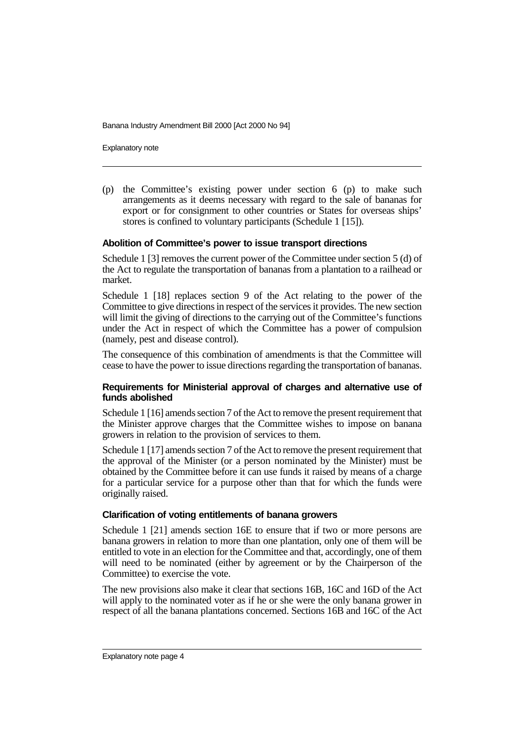(p) the Committee's existing power under section 6 (p) to make such arrangements as it deems necessary with regard to the sale of bananas for export or for consignment to other countries or States for overseas ships' stores is confined to voluntary participants (Schedule 1 [15]).

**Abolition of Committee's power to issue transport directions**

Schedule 1 [3] removes the current power of the Committee under section 5 (d) of the Act to regulate the transportation of bananas from a plantation to a railhead or market.

Schedule 1 [18] replaces section 9 of the Act relating to the power of the Committee to give directions in respect of the services it provides. The new section will limit the giving of directions to the carrying out of the Committee's functions under the Act in respect of which the Committee has a power of compulsion (namely, pest and disease control).

The consequence of this combination of amendments is that the Committee will cease to have the power to issue directions regarding the transportation of bananas.

**Requirements for Ministerial approval of charges and alternative use of funds abolished**

Schedule 1 [16] amends section 7 of the Act to remove the present requirement that the Minister approve charges that the Committee wishes to impose on banana growers in relation to the provision of services to them.

Schedule 1 [17] amends section 7 of the Act to remove the present requirement that the approval of the Minister (or a person nominated by the Minister) must be obtained by the Committee before it can use funds it raised by means of a charge for a particular service for a purpose other than that for which the funds were originally raised.

**Clarification of voting entitlements of banana growers**

Schedule 1 [21] amends section 16E to ensure that if two or more persons are banana growers in relation to more than one plantation, only one of them will be entitled to vote in an election for the Committee and that, accordingly, one of them will need to be nominated (either by agreement or by the Chairperson of the Committee) to exercise the vote.

The new provisions also make it clear that sections 16B, 16C and 16D of the Act will apply to the nominated voter as if he or she were the only banana grower in respect of all the banana plantations concerned. Sections 16B and 16C of the Act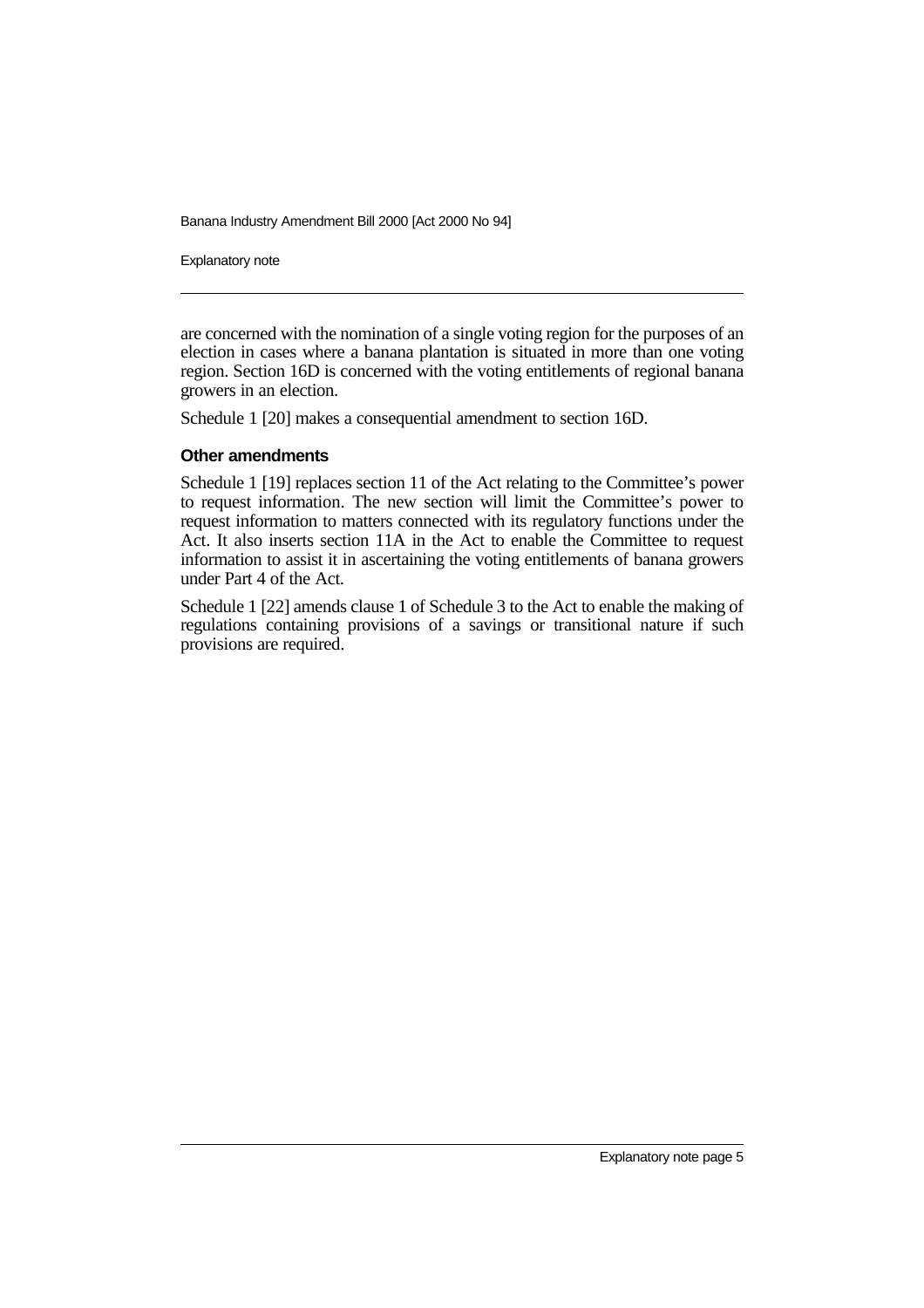are concerned with the nomination of a single voting region for the purposes of an election in cases where a banana plantation is situated in more than one voting region. Section 16D is concerned with the voting entitlements of regional banana growers in an election.

Schedule 1 [20] makes a consequential amendment to section 16D.

### Other amendments

Schedule 1 [19] replaces section 11 of the Act relating to the Committee's power to request information. The new section will limit the Committee's power to request information to matters connected with its regulatory functions under the Act. It also inserts section 11A in the Act to enable the Committee to request information to assist it in ascertaining the voting entitlements of banana growers under Part 4 of the Act.

Schedule 1 [22] amends clause 1 of Schedule 3 to the Act to enable the making of regulations containing provisions of a savings or transitional nature if such provisions are required.